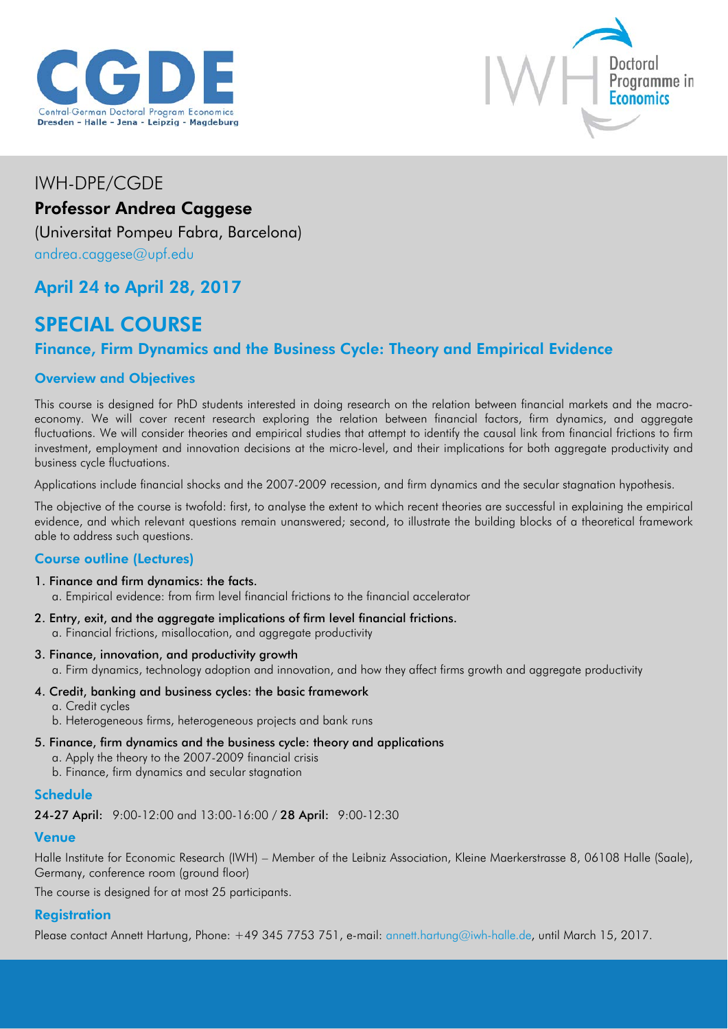CGDE

Central-German Doctoral Program Economics
Dresden - Halle - Jena - Leipzig - Magdeburg

IWH Doctoral Programme in Economics

IWH-DPE/CGDE

**Professor Andrea Caggese**

(Universitat Pompeu Fabra, Barcelona)

andrea.caggese@upf.edu

## April 24 to April 28, 2017

# SPECIAL COURSE

## Finance, Firm Dynamics and the Business Cycle: Theory and Empirical Evidence

### Overview and Objectives

This course is designed for PhD students interested in doing research on the relation between financial markets and the macro-economy. We will cover recent research exploring the relation between financial factors, firm dynamics, and aggregate fluctuations. We will consider theories and empirical studies that attempt to identify the causal link from financial frictions to firm investment, employment and innovation decisions at the micro-level, and their implications for both aggregate productivity and business cycle fluctuations.

Applications include financial shocks and the 2007-2009 recession, and firm dynamics and the secular stagnation hypothesis.

The objective of the course is twofold: first, to analyse the extent to which recent theories are successful in explaining the empirical evidence, and which relevant questions remain unanswered; second, to illustrate the building blocks of a theoretical framework able to address such questions.

### Course outline (Lectures)

1. Finance and firm dynamics: the facts.
   a. Empirical evidence: from firm level financial frictions to the financial accelerator
2. Entry, exit, and the aggregate implications of firm level financial frictions.
   a. Financial frictions, misallocation, and aggregate productivity
3. Finance, innovation, and productivity growth
   a. Firm dynamics, technology adoption and innovation, and how they affect firms growth and aggregate productivity
4. Credit, banking and business cycles: the basic framework
   a. Credit cycles
   b. Heterogeneous firms, heterogeneous projects and bank runs
5. Finance, firm dynamics and the business cycle: theory and applications
   a. Apply the theory to the 2007-2009 financial crisis
   b. Finance, firm dynamics and secular stagnation

### Schedule

**24-27 April:** 9:00-12:00 and 13:00-16:00 / **28 April:** 9:00-12:30

### Venue

Halle Institute for Economic Research (IWH) – Member of the Leibniz Association, Kleine Maerkerstrasse 8, 06108 Halle (Saale), Germany, conference room (ground floor)

The course is designed for at most 25 participants.

### Registration

Please contact Annett Hartung, Phone: +49 345 7753 751, e-mail: annett.hartung@iwh-halle.de, until March 15, 2017.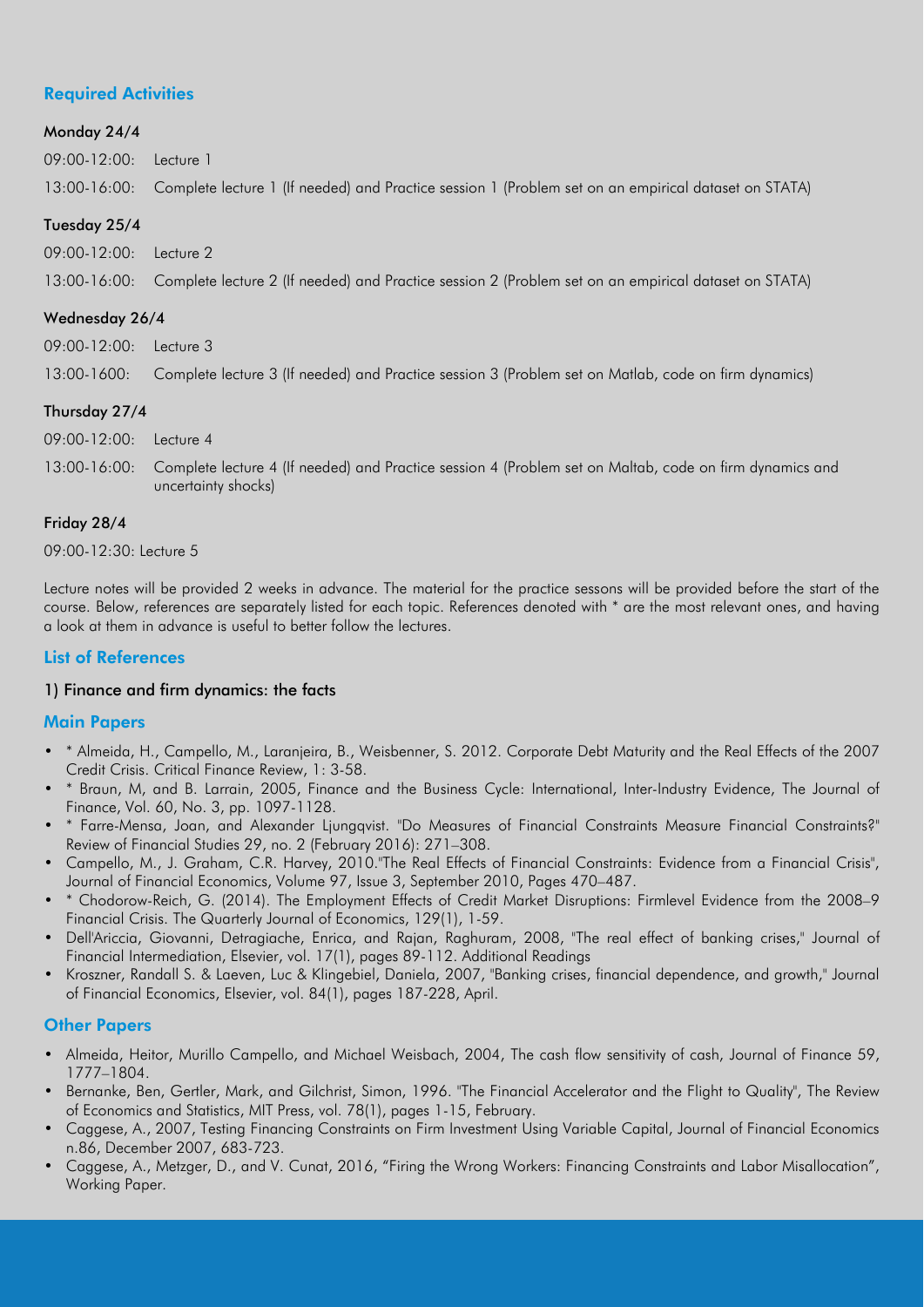## Required Activities

### Monday 24/4

09:00-12:00: Lecture 1

13:00-16:00: Complete lecture 1 (If needed) and Practice session 1 (Problem set on an empirical dataset on STATA)

### Tuesday 25/4

09:00-12:00: Lecture 2

13:00-16:00: Complete lecture 2 (If needed) and Practice session 2 (Problem set on an empirical dataset on STATA)

### Wednesday 26/4

09:00-12:00: Lecture 3

13:00-1600: Complete lecture 3 (If needed) and Practice session 3 (Problem set on Matlab, code on firm dynamics)

### Thursday 27/4

09:00-12:00: Lecture 4

13:00-16:00: Complete lecture 4 (If needed) and Practice session 4 (Problem set on Maltab, code on firm dynamics and uncertainty shocks)

### Friday 28/4

09:00-12:30: Lecture 5

Lecture notes will be provided 2 weeks in advance. The material for the practice sessons will be provided before the start of the course. Below, references are separately listed for each topic. References denoted with * are the most relevant ones, and having a look at them in advance is useful to better follow the lectures.

## List of References

### 1) Finance and firm dynamics: the facts

## Main Papers

- * Almeida, H., Campello, M., Laranjeira, B., Weisbenner, S. 2012. Corporate Debt Maturity and the Real Effects of the 2007 Credit Crisis. Critical Finance Review, 1: 3-58.
- * Braun, M, and B. Larrain, 2005, Finance and the Business Cycle: International, Inter-Industry Evidence, The Journal of Finance, Vol. 60, No. 3, pp. 1097-1128.
- * Farre-Mensa, Joan, and Alexander Ljungqvist. "Do Measures of Financial Constraints Measure Financial Constraints?" Review of Financial Studies 29, no. 2 (February 2016): 271–308.
- Campello, M., J. Graham, C.R. Harvey, 2010."The Real Effects of Financial Constraints: Evidence from a Financial Crisis", Journal of Financial Economics, Volume 97, Issue 3, September 2010, Pages 470–487.
- * Chodorow-Reich, G. (2014). The Employment Effects of Credit Market Disruptions: Firmlevel Evidence from the 2008–9 Financial Crisis. The Quarterly Journal of Economics, 129(1), 1-59.
- Dell'Ariccia, Giovanni, Detragiache, Enrica, and Rajan, Raghuram, 2008, "The real effect of banking crises," Journal of Financial Intermediation, Elsevier, vol. 17(1), pages 89-112. Additional Readings
- Kroszner, Randall S. & Laeven, Luc & Klingebiel, Daniela, 2007, "Banking crises, financial dependence, and growth," Journal of Financial Economics, Elsevier, vol. 84(1), pages 187-228, April.

## Other Papers

- Almeida, Heitor, Murillo Campello, and Michael Weisbach, 2004, The cash flow sensitivity of cash, Journal of Finance 59, 1777–1804.
- Bernanke, Ben, Gertler, Mark, and Gilchrist, Simon, 1996. "The Financial Accelerator and the Flight to Quality", The Review of Economics and Statistics, MIT Press, vol. 78(1), pages 1-15, February.
- Caggese, A., 2007, Testing Financing Constraints on Firm Investment Using Variable Capital, Journal of Financial Economics n.86, December 2007, 683-723.
- Caggese, A., Metzger, D., and V. Cunat, 2016, "Firing the Wrong Workers: Financing Constraints and Labor Misallocation", Working Paper.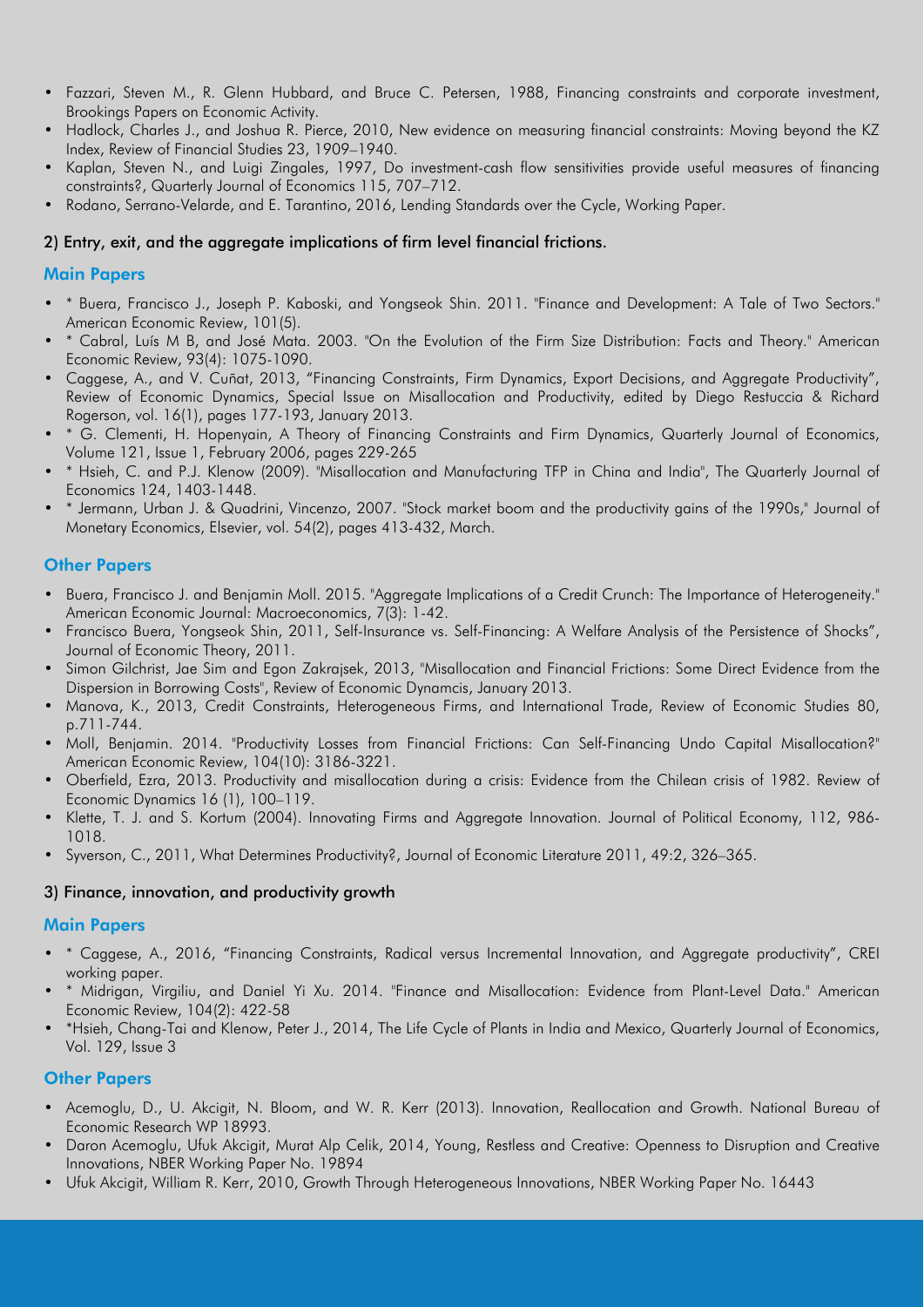- Fazzari, Steven M., R. Glenn Hubbard, and Bruce C. Petersen, 1988, Financing constraints and corporate investment, Brookings Papers on Economic Activity.
- Hadlock, Charles J., and Joshua R. Pierce, 2010, New evidence on measuring financial constraints: Moving beyond the KZ Index, Review of Financial Studies 23, 1909–1940.
- Kaplan, Steven N., and Luigi Zingales, 1997, Do investment-cash flow sensitivities provide useful measures of financing constraints?, Quarterly Journal of Economics 115, 707–712.
- Rodano, Serrano-Velarde, and E. Tarantino, 2016, Lending Standards over the Cycle, Working Paper.

2) Entry, exit, and the aggregate implications of firm level financial frictions.

## Main Papers

- * Buera, Francisco J., Joseph P. Kaboski, and Yongseok Shin. 2011. "Finance and Development: A Tale of Two Sectors." American Economic Review, 101(5).
- * Cabral, Luís M B, and José Mata. 2003. "On the Evolution of the Firm Size Distribution: Facts and Theory." American Economic Review, 93(4): 1075-1090.
- Caggese, A., and V. Cuñat, 2013, "Financing Constraints, Firm Dynamics, Export Decisions, and Aggregate Productivity", Review of Economic Dynamics, Special Issue on Misallocation and Productivity, edited by Diego Restuccia & Richard Rogerson, vol. 16(1), pages 177-193, January 2013.
- * G. Clementi, H. Hopenyain, A Theory of Financing Constraints and Firm Dynamics, Quarterly Journal of Economics, Volume 121, Issue 1, February 2006, pages 229-265
- * Hsieh, C. and P.J. Klenow (2009). "Misallocation and Manufacturing TFP in China and India", The Quarterly Journal of Economics 124, 1403-1448.
- * Jermann, Urban J. & Quadrini, Vincenzo, 2007. "Stock market boom and the productivity gains of the 1990s," Journal of Monetary Economics, Elsevier, vol. 54(2), pages 413-432, March.

## Other Papers

- Buera, Francisco J. and Benjamin Moll. 2015. "Aggregate Implications of a Credit Crunch: The Importance of Heterogeneity." American Economic Journal: Macroeconomics, 7(3): 1-42.
- Francisco Buera, Yongseok Shin, 2011, Self-Insurance vs. Self-Financing: A Welfare Analysis of the Persistence of Shocks", Journal of Economic Theory, 2011.
- Simon Gilchrist, Jae Sim and Egon Zakrajsek, 2013, "Misallocation and Financial Frictions: Some Direct Evidence from the Dispersion in Borrowing Costs", Review of Economic Dynamcis, January 2013.
- Manova, K., 2013, Credit Constraints, Heterogeneous Firms, and International Trade, Review of Economic Studies 80, p.711-744.
- Moll, Benjamin. 2014. "Productivity Losses from Financial Frictions: Can Self-Financing Undo Capital Misallocation?" American Economic Review, 104(10): 3186-3221.
- Oberfield, Ezra, 2013. Productivity and misallocation during a crisis: Evidence from the Chilean crisis of 1982. Review of Economic Dynamics 16 (1), 100–119.
- Klette, T. J. and S. Kortum (2004). Innovating Firms and Aggregate Innovation. Journal of Political Economy, 112, 986-1018.
- Syverson, C., 2011, What Determines Productivity?, Journal of Economic Literature 2011, 49:2, 326–365.

3) Finance, innovation, and productivity growth

## Main Papers

- * Caggese, A., 2016, "Financing Constraints, Radical versus Incremental Innovation, and Aggregate productivity", CREI working paper.
- * Midrigan, Virgiliu, and Daniel Yi Xu. 2014. "Finance and Misallocation: Evidence from Plant-Level Data." American Economic Review, 104(2): 422-58
- *Hsieh, Chang-Tai and Klenow, Peter J., 2014, The Life Cycle of Plants in India and Mexico, Quarterly Journal of Economics, Vol. 129, Issue 3

## Other Papers

- Acemoglu, D., U. Akcigit, N. Bloom, and W. R. Kerr (2013). Innovation, Reallocation and Growth. National Bureau of Economic Research WP 18993.
- Daron Acemoglu, Ufuk Akcigit, Murat Alp Celik, 2014, Young, Restless and Creative: Openness to Disruption and Creative Innovations, NBER Working Paper No. 19894
- Ufuk Akcigit, William R. Kerr, 2010, Growth Through Heterogeneous Innovations, NBER Working Paper No. 16443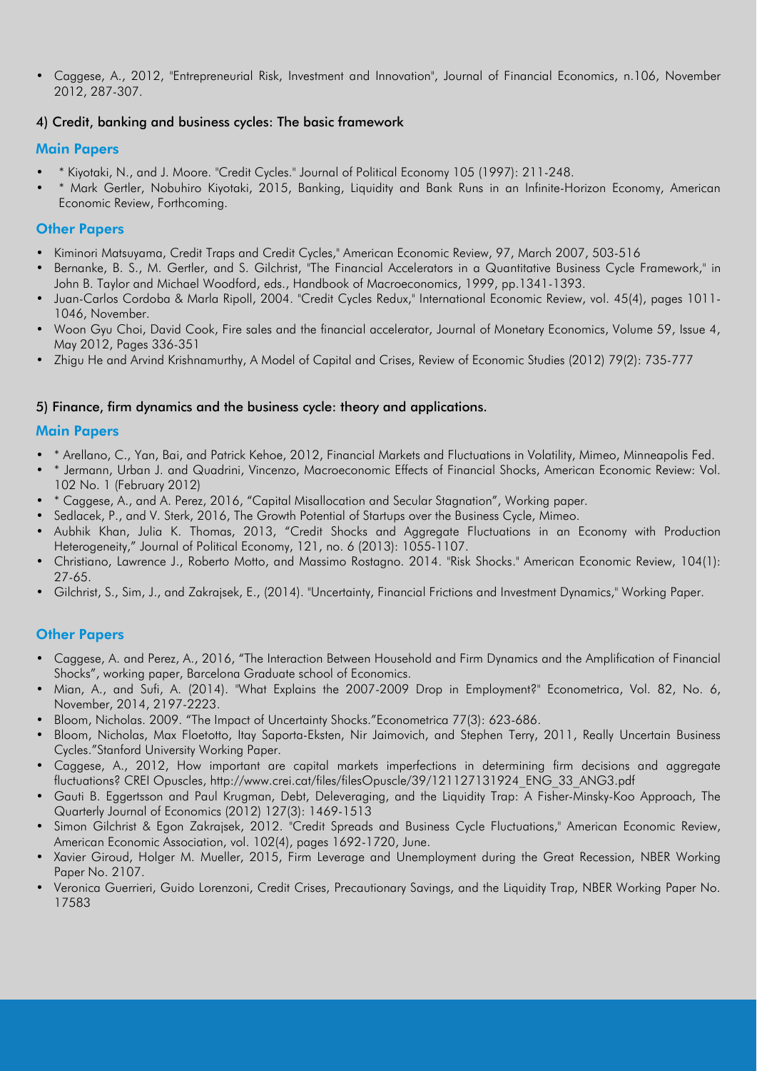- Caggese, A., 2012, "Entrepreneurial Risk, Investment and Innovation", Journal of Financial Economics, n.106, November 2012, 287-307.

### 4) Credit, banking and business cycles: The basic framework

#### Main Papers

- * Kiyotaki, N., and J. Moore. "Credit Cycles." Journal of Political Economy 105 (1997): 211-248.
- * Mark Gertler, Nobuhiro Kiyotaki, 2015, Banking, Liquidity and Bank Runs in an Infinite-Horizon Economy, American Economic Review, Forthcoming.

#### Other Papers

- Kiminori Matsuyama, Credit Traps and Credit Cycles," American Economic Review, 97, March 2007, 503-516
- Bernanke, B. S., M. Gertler, and S. Gilchrist, "The Financial Accelerators in a Quantitative Business Cycle Framework," in John B. Taylor and Michael Woodford, eds., Handbook of Macroeconomics, 1999, pp.1341-1393.
- Juan-Carlos Cordoba & Marla Ripoll, 2004. "Credit Cycles Redux," International Economic Review, vol. 45(4), pages 1011-1046, November.
- Woon Gyu Choi, David Cook, Fire sales and the financial accelerator, Journal of Monetary Economics, Volume 59, Issue 4, May 2012, Pages 336-351
- Zhigu He and Arvind Krishnamurthy, A Model of Capital and Crises, Review of Economic Studies (2012) 79(2): 735-777

### 5) Finance, firm dynamics and the business cycle: theory and applications.

#### Main Papers

- * Arellano, C., Yan, Bai, and Patrick Kehoe, 2012, Financial Markets and Fluctuations in Volatility, Mimeo, Minneapolis Fed.
- * Jermann, Urban J. and Quadrini, Vincenzo, Macroeconomic Effects of Financial Shocks, American Economic Review: Vol. 102 No. 1 (February 2012)
- * Caggese, A., and A. Perez, 2016, "Capital Misallocation and Secular Stagnation", Working paper.
- Sedlacek, P., and V. Sterk, 2016, The Growth Potential of Startups over the Business Cycle, Mimeo.
- Aubhik Khan, Julia K. Thomas, 2013, "Credit Shocks and Aggregate Fluctuations in an Economy with Production Heterogeneity," Journal of Political Economy, 121, no. 6 (2013): 1055-1107.
- Christiano, Lawrence J., Roberto Motto, and Massimo Rostagno. 2014. "Risk Shocks." American Economic Review, 104(1): 27-65.
- Gilchrist, S., Sim, J., and Zakrajsek, E., (2014). "Uncertainty, Financial Frictions and Investment Dynamics," Working Paper.

#### Other Papers

- Caggese, A. and Perez, A., 2016, "The Interaction Between Household and Firm Dynamics and the Amplification of Financial Shocks", working paper, Barcelona Graduate school of Economics.
- Mian, A., and Sufi, A. (2014). "What Explains the 2007-2009 Drop in Employment?" Econometrica, Vol. 82, No. 6, November, 2014, 2197-2223.
- Bloom, Nicholas. 2009. "The Impact of Uncertainty Shocks."Econometrica 77(3): 623-686.
- Bloom, Nicholas, Max Floetotto, Itay Saporta-Eksten, Nir Jaimovich, and Stephen Terry, 2011, Really Uncertain Business Cycles."Stanford University Working Paper.
- Caggese, A., 2012, How important are capital markets imperfections in determining firm decisions and aggregate fluctuations? CREI Opuscles, http://www.crei.cat/files/filesOpuscle/39/121127131924_ENG_33_ANG3.pdf
- Gauti B. Eggertsson and Paul Krugman, Debt, Deleveraging, and the Liquidity Trap: A Fisher-Minsky-Koo Approach, The Quarterly Journal of Economics (2012) 127(3): 1469-1513
- Simon Gilchrist & Egon Zakrajsek, 2012. "Credit Spreads and Business Cycle Fluctuations," American Economic Review, American Economic Association, vol. 102(4), pages 1692-1720, June.
- Xavier Giroud, Holger M. Mueller, 2015, Firm Leverage and Unemployment during the Great Recession, NBER Working Paper No. 2107.
- Veronica Guerrieri, Guido Lorenzoni, Credit Crises, Precautionary Savings, and the Liquidity Trap, NBER Working Paper No. 17583